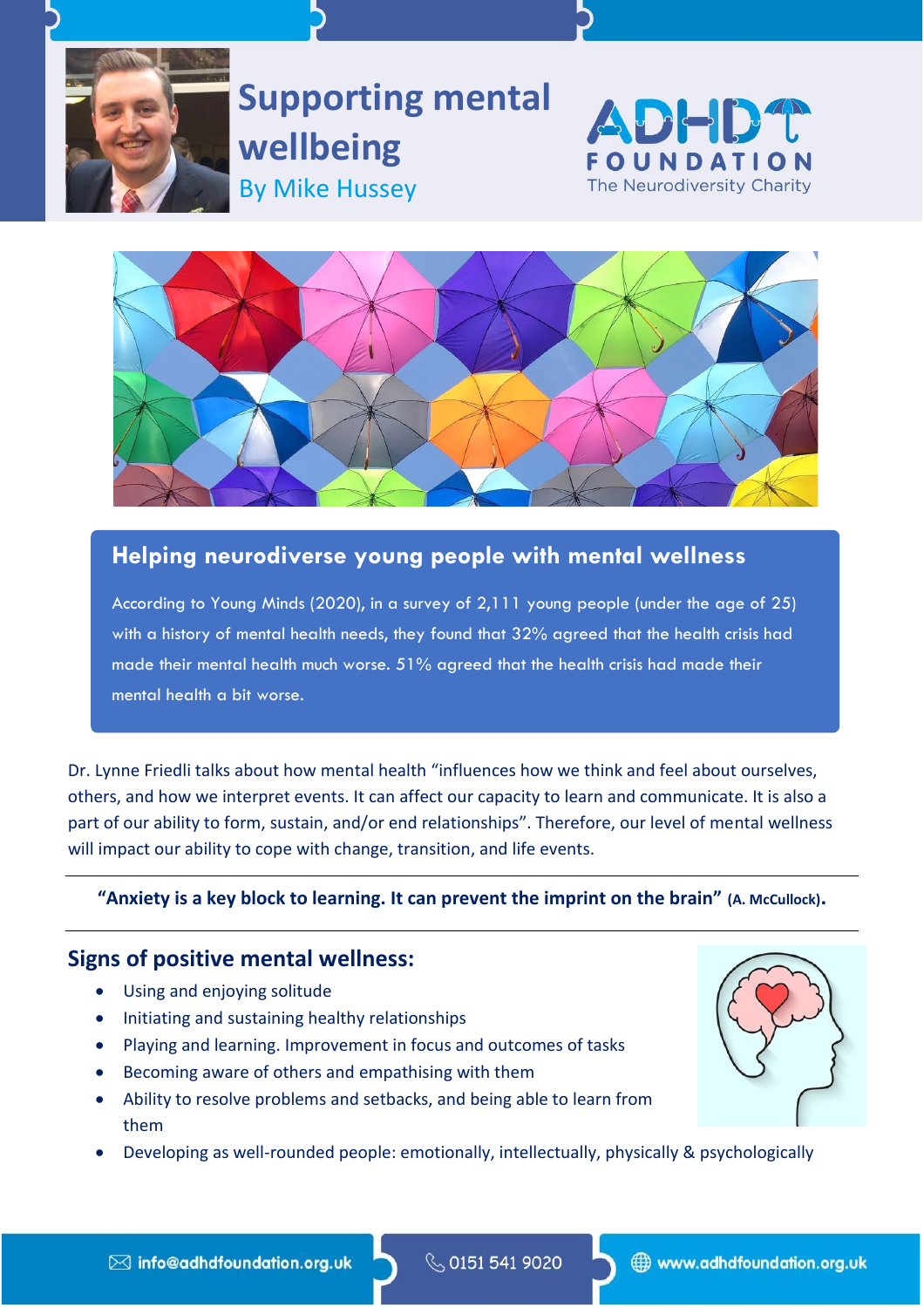# Supporting mental wellbeing

By Mike Hussey

ADHD FOUNDATION
The Neurodiversity Charity

## Helping neurodiverse young people with mental wellness

According to Young Minds (2020), in a survey of 2,111 young people (under the age of 25) with a history of mental health needs, they found that 32% agreed that the health crisis had made their mental health much worse. 51% agreed that the health crisis had made their mental health a bit worse.

Dr. Lynne Friedli talks about how mental health "influences how we think and feel about ourselves, others, and how we interpret events. It can affect our capacity to learn and communicate. It is also a part of our ability to form, sustain, and/or end relationships". Therefore, our level of mental wellness will impact our ability to cope with change, transition, and life events.

---

**"Anxiety is a key block to learning. It can prevent the imprint on the brain"** **(A. McCullock).**

---

## Signs of positive mental wellness:

- Using and enjoying solitude
- Initiating and sustaining healthy relationships
- Playing and learning. Improvement in focus and outcomes of tasks
- Becoming aware of others and empathising with them
- Ability to resolve problems and setbacks, and being able to learn from them
- Developing as well-rounded people: emotionally, intellectually, physically & psychologically

info@adhdfoundation.org.uk | 0151 541 9020 | www.adhdfoundation.org.uk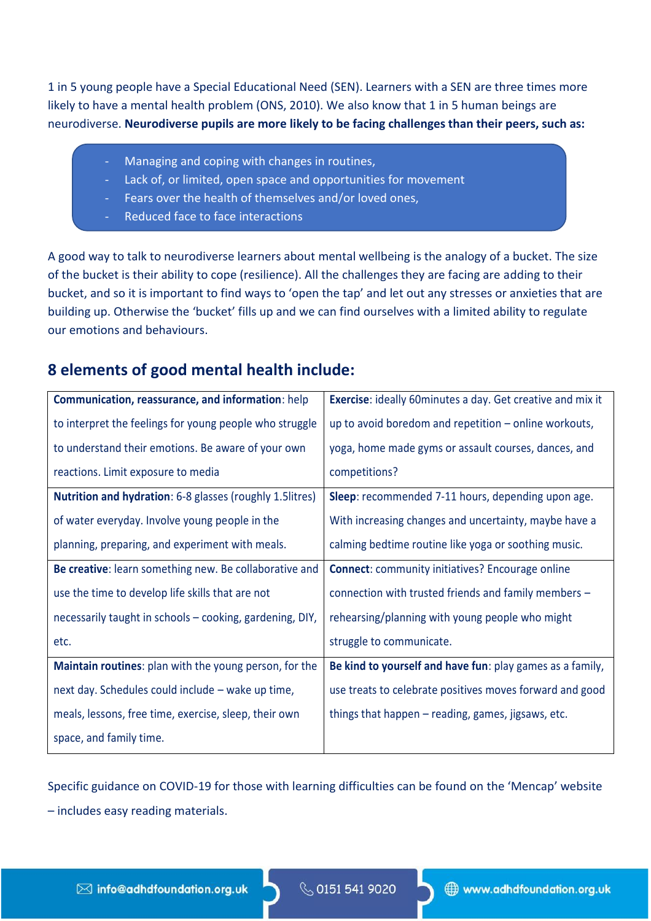1 in 5 young people have a Special Educational Need (SEN). Learners with a SEN are three times more likely to have a mental health problem (ONS, 2010). We also know that 1 in 5 human beings are neurodiverse. **Neurodiverse pupils are more likely to be facing challenges than their peers, such as:**

- Managing and coping with changes in routines,
- Lack of, or limited, open space and opportunities for movement
- Fears over the health of themselves and/or loved ones,
- Reduced face to face interactions

A good way to talk to neurodiverse learners about mental wellbeing is the analogy of a bucket. The size of the bucket is their ability to cope (resilience). All the challenges they are facing are adding to their bucket, and so it is important to find ways to 'open the tap' and let out any stresses or anxieties that are building up. Otherwise the 'bucket' fills up and we can find ourselves with a limited ability to regulate our emotions and behaviours.

## 8 elements of good mental health include:

| | |
|---|---|
| **Communication, reassurance, and information**: help to interpret the feelings for young people who struggle to understand their emotions. Be aware of your own reactions. Limit exposure to media | **Exercise**: ideally 60minutes a day. Get creative and mix it up to avoid boredom and repetition – online workouts, yoga, home made gyms or assault courses, dances, and competitions? |
| **Nutrition and hydration**: 6-8 glasses (roughly 1.5litres) of water everyday. Involve young people in the planning, preparing, and experiment with meals. | **Sleep**: recommended 7-11 hours, depending upon age. With increasing changes and uncertainty, maybe have a calming bedtime routine like yoga or soothing music. |
| **Be creative**: learn something new. Be collaborative and use the time to develop life skills that are not necessarily taught in schools – cooking, gardening, DIY, etc. | **Connect**: community initiatives? Encourage online connection with trusted friends and family members – rehearsing/planning with young people who might struggle to communicate. |
| **Maintain routines**: plan with the young person, for the next day. Schedules could include – wake up time, meals, lessons, free time, exercise, sleep, their own space, and family time. | **Be kind to yourself and have fun**: play games as a family, use treats to celebrate positives moves forward and good things that happen – reading, games, jigsaws, etc. |

Specific guidance on COVID-19 for those with learning difficulties can be found on the 'Mencap' website – includes easy reading materials.

info@adhdfoundation.org.uk | 0151 541 9020 | www.adhdfoundation.org.uk